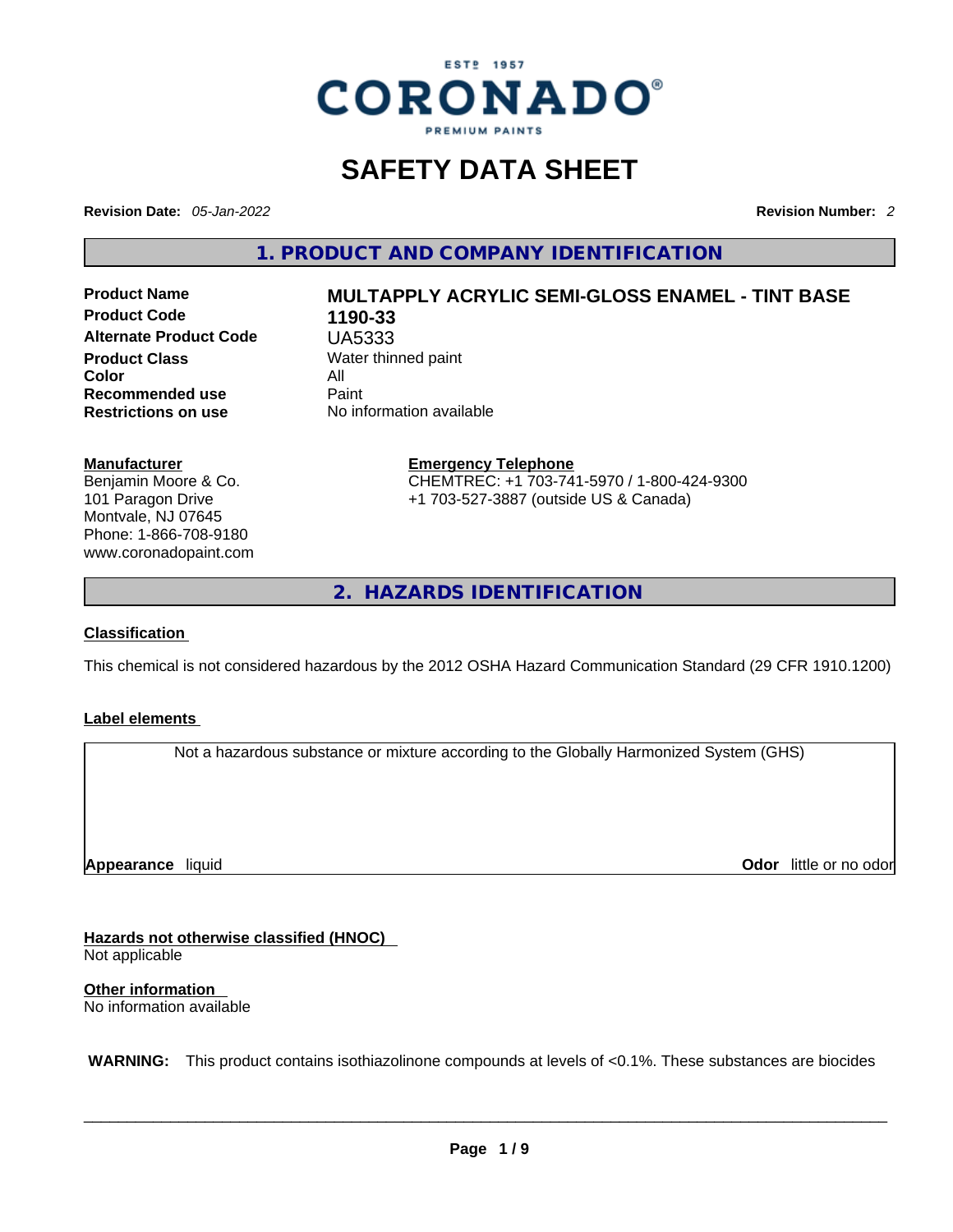ESTº 1957

CORONADO®

PREMIUM PAINTS

# SAFETY DATA SHEET

**Revision Date:** *05-Jan-2022* **Revision Number:** *2*

## 1. PRODUCT AND COMPANY IDENTIFICATION

| | |
|---|---|
| **Product Name** | **MULTAPPLY ACRYLIC SEMI-GLOSS ENAMEL - TINT BASE** |
| **Product Code** | **1190-33** |
| **Alternate Product Code** | UA5333 |
| **Product Class** | Water thinned paint |
| **Color** | All |
| **Recommended use** | Paint |
| **Restrictions on use** | No information available |

**Manufacturer**
Benjamin Moore & Co.
101 Paragon Drive
Montvale, NJ 07645
Phone: 1-866-708-9180
www.coronadopaint.com

**Emergency Telephone**
CHEMTREC: +1 703-741-5970 / 1-800-424-9300
+1 703-527-3887 (outside US & Canada)

## 2. HAZARDS IDENTIFICATION

**Classification**

This chemical is not considered hazardous by the 2012 OSHA Hazard Communication Standard (29 CFR 1910.1200)

**Label elements**

Not a hazardous substance or mixture according to the Globally Harmonized System (GHS)

**Appearance** liquid **Odor** little or no odor

**Hazards not otherwise classified (HNOC)**
Not applicable

**Other information**
No information available

**WARNING:** This product contains isothiazolinone compounds at levels of <0.1%. These substances are biocides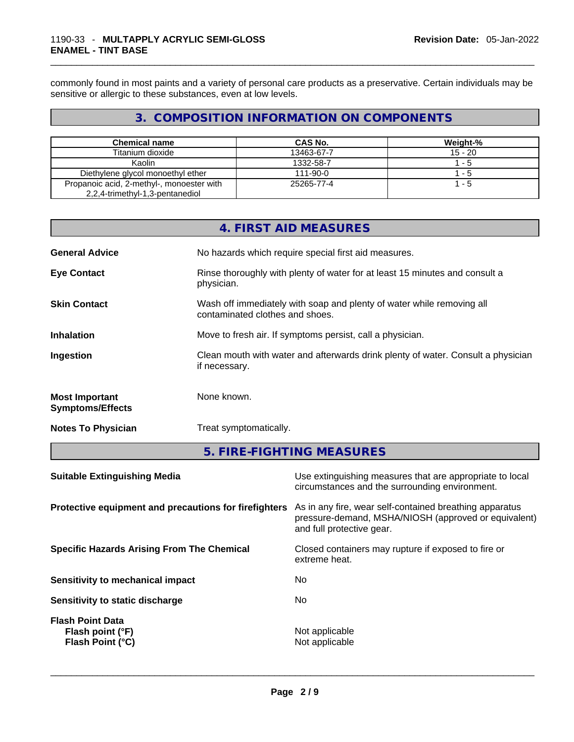commonly found in most paints and a variety of personal care products as a preservative. Certain individuals may be sensitive or allergic to these substances, even at low levels.

## 3. COMPOSITION INFORMATION ON COMPONENTS

| Chemical name | CAS No. | Weight-% |
|---|---|---|
| Titanium dioxide | 13463-67-7 | 15 - 20 |
| Kaolin | 1332-58-7 | 1 - 5 |
| Diethylene glycol monoethyl ether | 111-90-0 | 1 - 5 |
| Propanoic acid, 2-methyl-, monoester with 2,2,4-trimethyl-1,3-pentanediol | 25265-77-4 | 1 - 5 |

## 4. FIRST AID MEASURES

**General Advice** No hazards which require special first aid measures.

**Eye Contact** Rinse thoroughly with plenty of water for at least 15 minutes and consult a physician.

**Skin Contact** Wash off immediately with soap and plenty of water while removing all contaminated clothes and shoes.

**Inhalation** Move to fresh air. If symptoms persist, call a physician.

**Ingestion** Clean mouth with water and afterwards drink plenty of water. Consult a physician if necessary.

**Most Important Symptoms/Effects** None known.

**Notes To Physician** Treat symptomatically.

## 5. FIRE-FIGHTING MEASURES

**Suitable Extinguishing Media** Use extinguishing measures that are appropriate to local circumstances and the surrounding environment.

**Protective equipment and precautions for firefighters** As in any fire, wear self-contained breathing apparatus pressure-demand, MSHA/NIOSH (approved or equivalent) and full protective gear.

**Specific Hazards Arising From The Chemical** Closed containers may rupture if exposed to fire or extreme heat.

**Sensitivity to mechanical impact** No

**Sensitivity to static discharge** No

**Flash Point Data**
**Flash point (°F)** Not applicable
**Flash Point (°C)** Not applicable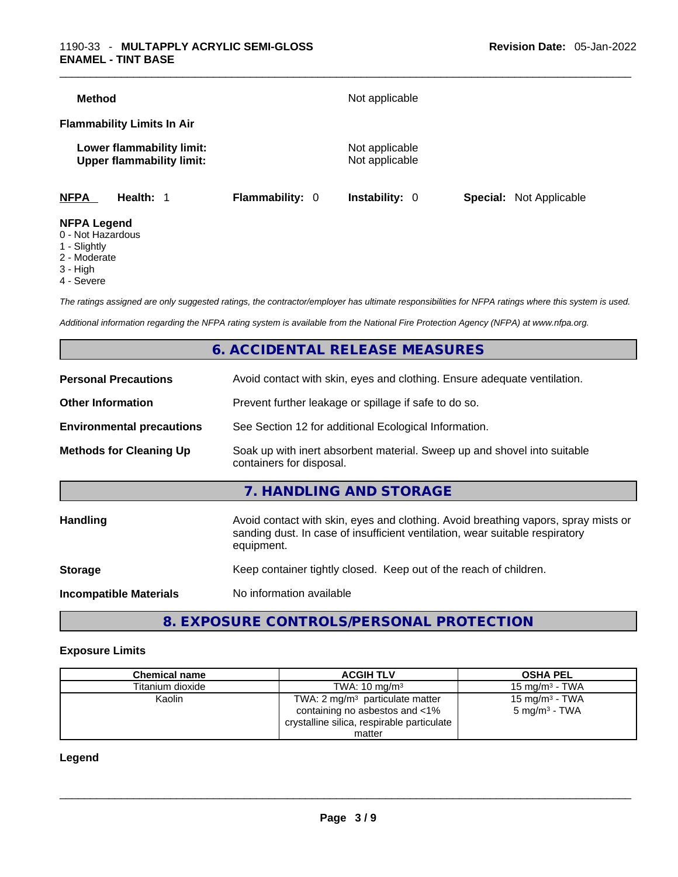**Method** Not applicable

**Flammability Limits In Air**

**Lower flammability limit:** Not applicable
**Upper flammability limit:** Not applicable

**NFPA** **Health:** 1 **Flammability:** 0 **Instability:** 0 **Special:** Not Applicable

**NFPA Legend**
0 - Not Hazardous
1 - Slightly
2 - Moderate
3 - High
4 - Severe

*The ratings assigned are only suggested ratings, the contractor/employer has ultimate responsibilities for NFPA ratings where this system is used.*

*Additional information regarding the NFPA rating system is available from the National Fire Protection Agency (NFPA) at www.nfpa.org.*

## 6. ACCIDENTAL RELEASE MEASURES

**Personal Precautions** Avoid contact with skin, eyes and clothing. Ensure adequate ventilation.

**Other Information** Prevent further leakage or spillage if safe to do so.

**Environmental precautions** See Section 12 for additional Ecological Information.

**Methods for Cleaning Up** Soak up with inert absorbent material. Sweep up and shovel into suitable containers for disposal.

## 7. HANDLING AND STORAGE

**Handling** Avoid contact with skin, eyes and clothing. Avoid breathing vapors, spray mists or sanding dust. In case of insufficient ventilation, wear suitable respiratory equipment.

**Storage** Keep container tightly closed. Keep out of the reach of children.

**Incompatible Materials** No information available

## 8. EXPOSURE CONTROLS/PERSONAL PROTECTION

### Exposure Limits

| Chemical name | ACGIH TLV | OSHA PEL |
|---|---|---|
| Titanium dioxide | TWA: 10 mg/m³ | 15 mg/m³ - TWA |
| Kaolin | TWA: 2 mg/m³ particulate matter containing no asbestos and <1% crystalline silica, respirable particulate matter | 15 mg/m³ - TWA<br>5 mg/m³ - TWA |

### Legend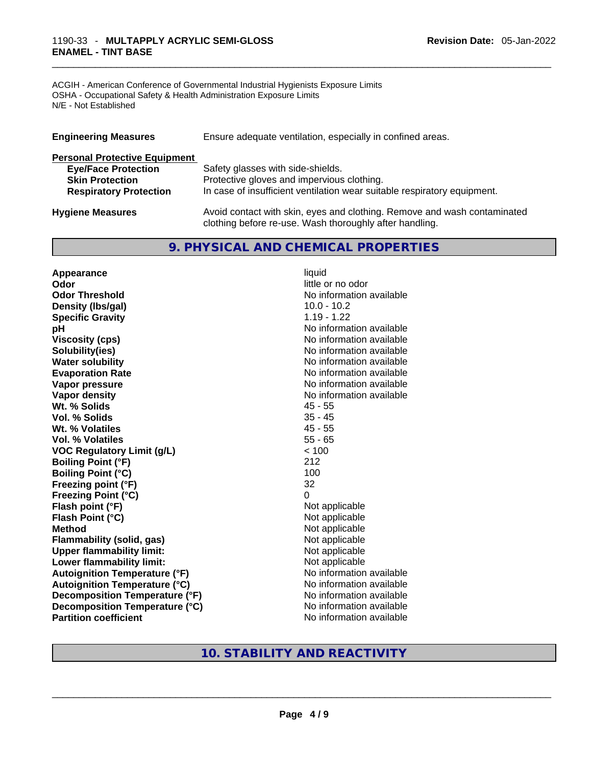ACGIH - American Conference of Governmental Industrial Hygienists Exposure Limits
OSHA - Occupational Safety & Health Administration Exposure Limits
N/E - Not Established

**Engineering Measures** Ensure adequate ventilation, especially in confined areas.

**Personal Protective Equipment**

| | |
|---|---|
| **Eye/Face Protection** | Safety glasses with side-shields. |
| **Skin Protection** | Protective gloves and impervious clothing. |
| **Respiratory Protection** | In case of insufficient ventilation wear suitable respiratory equipment. |

**Hygiene Measures** Avoid contact with skin, eyes and clothing. Remove and wash contaminated clothing before re-use. Wash thoroughly after handling.

## 9. PHYSICAL AND CHEMICAL PROPERTIES

| | |
|---|---|
| **Appearance** | liquid |
| **Odor** | little or no odor |
| **Odor Threshold** | No information available |
| **Density (lbs/gal)** | 10.0 - 10.2 |
| **Specific Gravity** | 1.19 - 1.22 |
| **pH** | No information available |
| **Viscosity (cps)** | No information available |
| **Solubility(ies)** | No information available |
| **Water solubility** | No information available |
| **Evaporation Rate** | No information available |
| **Vapor pressure** | No information available |
| **Vapor density** | No information available |
| **Wt. % Solids** | 45 - 55 |
| **Vol. % Solids** | 35 - 45 |
| **Wt. % Volatiles** | 45 - 55 |
| **Vol. % Volatiles** | 55 - 65 |
| **VOC Regulatory Limit (g/L)** | < 100 |
| **Boiling Point (°F)** | 212 |
| **Boiling Point (°C)** | 100 |
| **Freezing point (°F)** | 32 |
| **Freezing Point (°C)** | 0 |
| **Flash point (°F)** | Not applicable |
| **Flash Point (°C)** | Not applicable |
| **Method** | Not applicable |
| **Flammability (solid, gas)** | Not applicable |
| **Upper flammability limit:** | Not applicable |
| **Lower flammability limit:** | Not applicable |
| **Autoignition Temperature (°F)** | No information available |
| **Autoignition Temperature (°C)** | No information available |
| **Decomposition Temperature (°F)** | No information available |
| **Decomposition Temperature (°C)** | No information available |
| **Partition coefficient** | No information available |

## 10. STABILITY AND REACTIVITY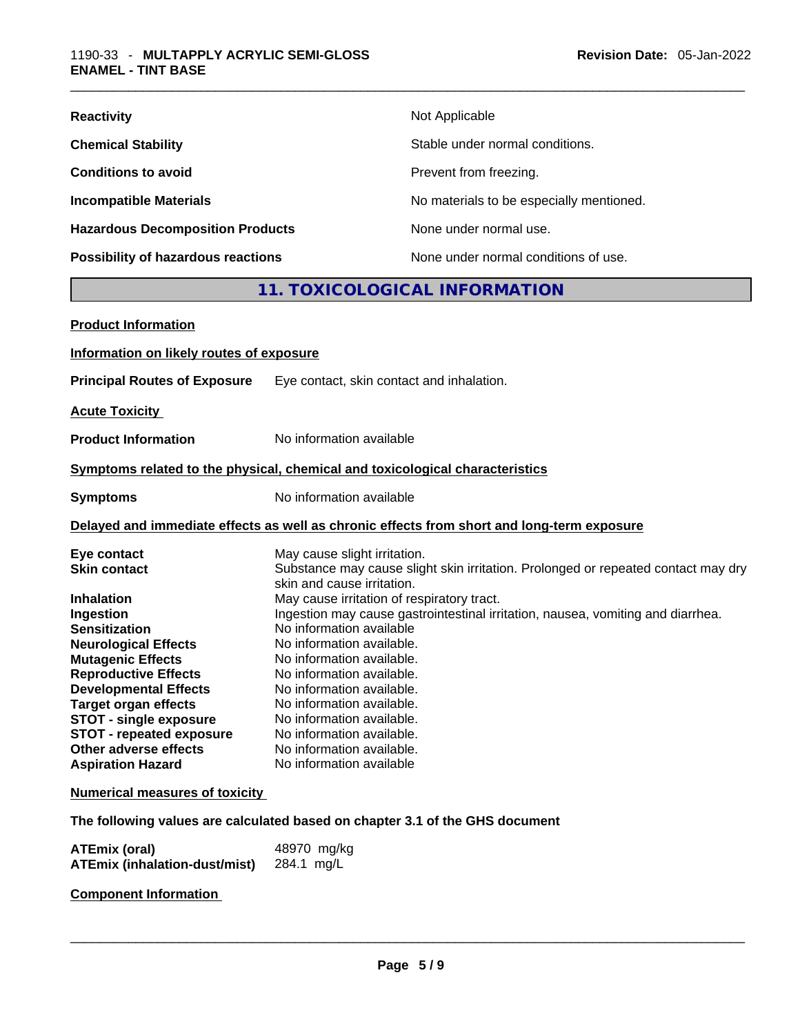| | |
|---|---|
| **Reactivity** | Not Applicable |
| **Chemical Stability** | Stable under normal conditions. |
| **Conditions to avoid** | Prevent from freezing. |
| **Incompatible Materials** | No materials to be especially mentioned. |
| **Hazardous Decomposition Products** | None under normal use. |
| **Possibility of hazardous reactions** | None under normal conditions of use. |

## 11. TOXICOLOGICAL INFORMATION

**Product Information**

**Information on likely routes of exposure**

**Principal Routes of Exposure** Eye contact, skin contact and inhalation.

**Acute Toxicity**

**Product Information** No information available

**Symptoms related to the physical, chemical and toxicological characteristics**

**Symptoms** No information available

**Delayed and immediate effects as well as chronic effects from short and long-term exposure**

| | |
|---|---|
| **Eye contact** | May cause slight irritation. |
| **Skin contact** | Substance may cause slight skin irritation. Prolonged or repeated contact may dry skin and cause irritation. |
| **Inhalation** | May cause irritation of respiratory tract. |
| **Ingestion** | Ingestion may cause gastrointestinal irritation, nausea, vomiting and diarrhea. |
| **Sensitization** | No information available |
| **Neurological Effects** | No information available. |
| **Mutagenic Effects** | No information available. |
| **Reproductive Effects** | No information available. |
| **Developmental Effects** | No information available. |
| **Target organ effects** | No information available. |
| **STOT - single exposure** | No information available. |
| **STOT - repeated exposure** | No information available. |
| **Other adverse effects** | No information available. |
| **Aspiration Hazard** | No information available |

**Numerical measures of toxicity**

**The following values are calculated based on chapter 3.1 of the GHS document**

| | |
|---|---|
| **ATEmix (oral)** | 48970 mg/kg |
| **ATEmix (inhalation-dust/mist)** | 284.1 mg/L |

**Component Information**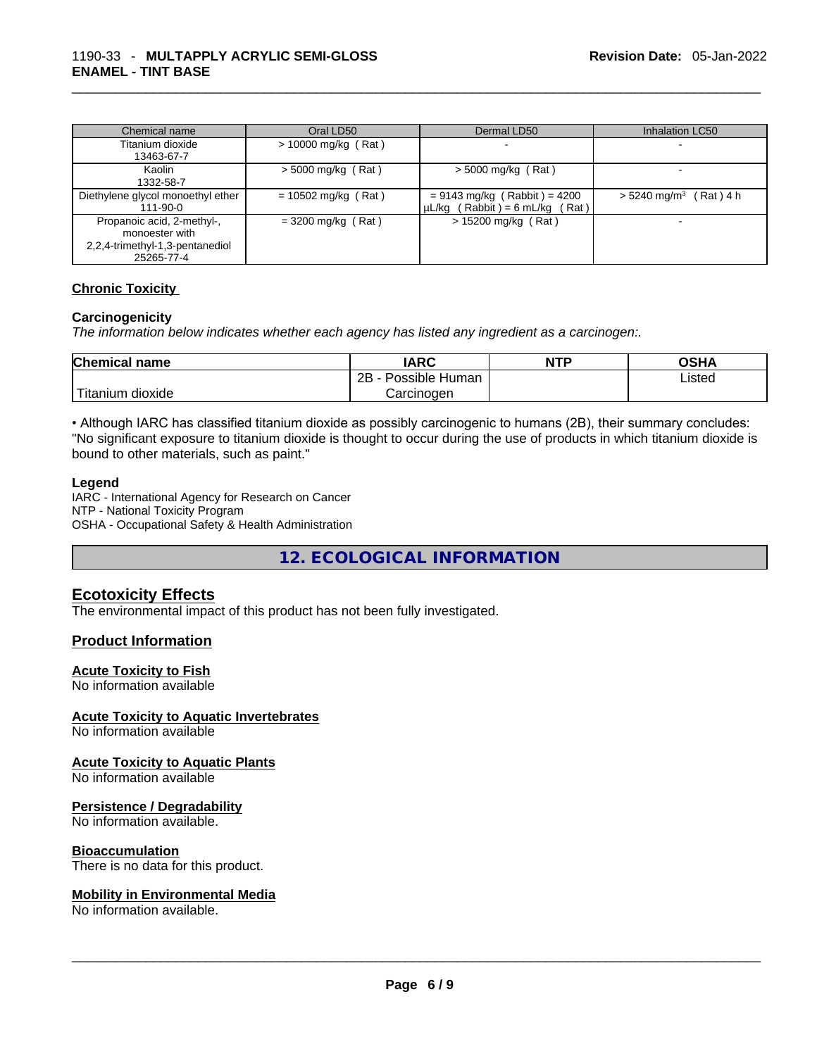| Chemical name | Oral LD50 | Dermal LD50 | Inhalation LC50 |
|---|---|---|---|
| Titanium dioxide 13463-67-7 | > 10000 mg/kg ( Rat ) | - | - |
| Kaolin 1332-58-7 | > 5000 mg/kg ( Rat ) | > 5000 mg/kg ( Rat ) | - |
| Diethylene glycol monoethyl ether 111-90-0 | = 10502 mg/kg ( Rat ) | = 9143 mg/kg ( Rabbit ) = 4200 µL/kg ( Rabbit ) = 6 mL/kg ( Rat ) | > 5240 mg/m$^3$ ( Rat ) 4 h |
| Propanoic acid, 2-methyl-, monoester with 2,2,4-trimethyl-1,3-pentanediol 25265-77-4 | = 3200 mg/kg ( Rat ) | > 15200 mg/kg ( Rat ) | - |

### Chronic Toxicity

**Carcinogenicity**

*The information below indicates whether each agency has listed any ingredient as a carcinogen:.*

| Chemical name | IARC | NTP | OSHA |
|---|---|---|---|
| Titanium dioxide | 2B - Possible Human Carcinogen | | Listed |

• Although IARC has classified titanium dioxide as possibly carcinogenic to humans (2B), their summary concludes: "No significant exposure to titanium dioxide is thought to occur during the use of products in which titanium dioxide is bound to other materials, such as paint."

**Legend**

IARC - International Agency for Research on Cancer
NTP - National Toxicity Program
OSHA - Occupational Safety & Health Administration

## 12. ECOLOGICAL INFORMATION

### Ecotoxicity Effects

The environmental impact of this product has not been fully investigated.

### Product Information

**Acute Toxicity to Fish**

No information available

**Acute Toxicity to Aquatic Invertebrates**

No information available

**Acute Toxicity to Aquatic Plants**

No information available

**Persistence / Degradability**

No information available.

**Bioaccumulation**

There is no data for this product.

**Mobility in Environmental Media**

No information available.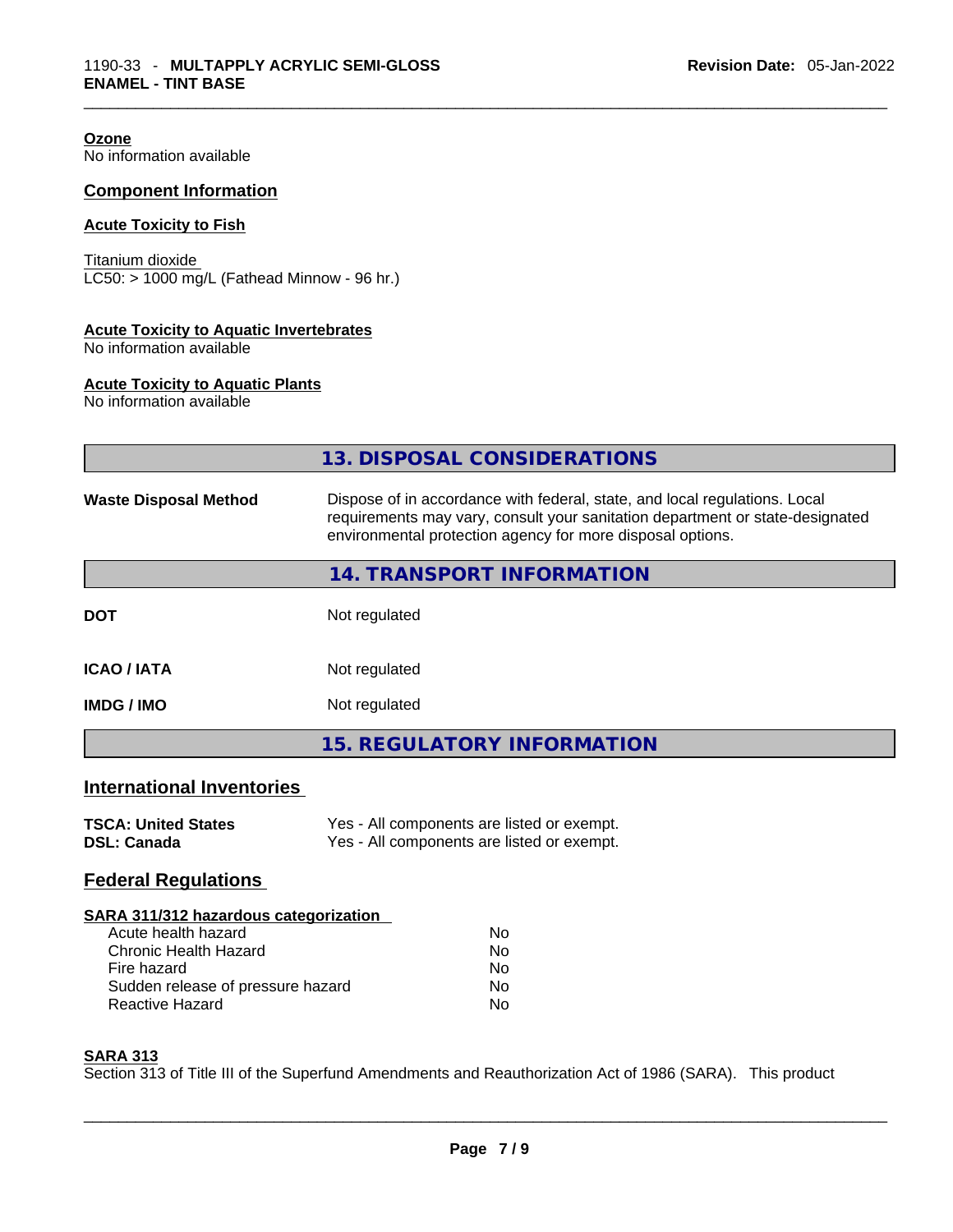**Ozone**
No information available

## Component Information

**Acute Toxicity to Fish**

Titanium dioxide
LC50: > 1000 mg/L (Fathead Minnow - 96 hr.)

**Acute Toxicity to Aquatic Invertebrates**
No information available

**Acute Toxicity to Aquatic Plants**
No information available

## 13. DISPOSAL CONSIDERATIONS

**Waste Disposal Method** — Dispose of in accordance with federal, state, and local regulations. Local requirements may vary, consult your sanitation department or state-designated environmental protection agency for more disposal options.

## 14. TRANSPORT INFORMATION

| | |
|---|---|
| **DOT** | Not regulated |
| **ICAO / IATA** | Not regulated |
| **IMDG / IMO** | Not regulated |

## 15. REGULATORY INFORMATION

### International Inventories

| | |
|---|---|
| **TSCA: United States** | Yes - All components are listed or exempt. |
| **DSL: Canada** | Yes - All components are listed or exempt. |

### Federal Regulations

**SARA 311/312 hazardous categorization**

| | |
|---|---|
| Acute health hazard | No |
| Chronic Health Hazard | No |
| Fire hazard | No |
| Sudden release of pressure hazard | No |
| Reactive Hazard | No |

**SARA 313**
Section 313 of Title III of the Superfund Amendments and Reauthorization Act of 1986 (SARA). This product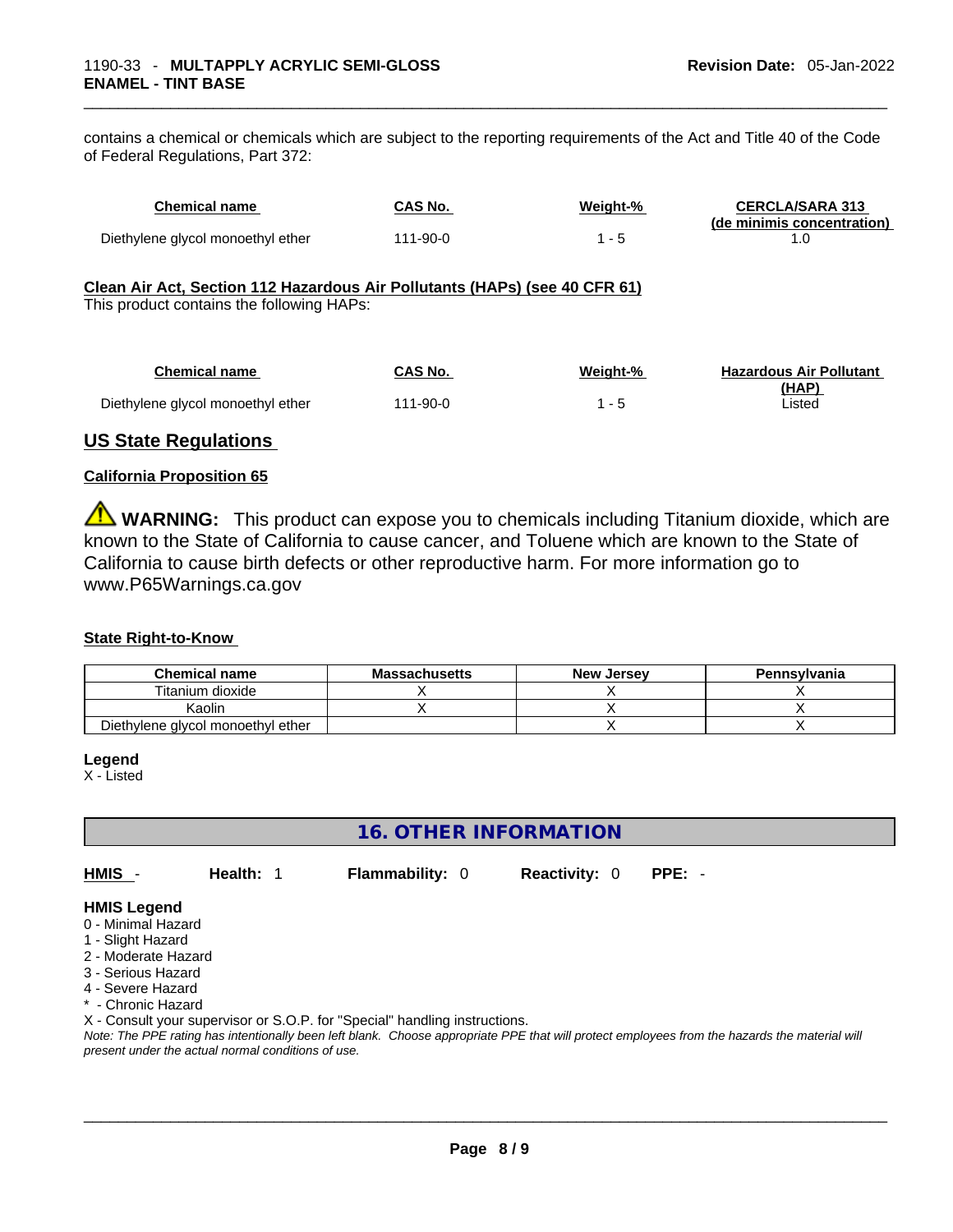contains a chemical or chemicals which are subject to the reporting requirements of the Act and Title 40 of the Code of Federal Regulations, Part 372:

| Chemical name | CAS No. | Weight-% | CERCLA/SARA 313 (de minimis concentration) |
|---|---|---|---|
| Diethylene glycol monoethyl ether | 111-90-0 | 1 - 5 | 1.0 |

**Clean Air Act, Section 112 Hazardous Air Pollutants (HAPs) (see 40 CFR 61)**

This product contains the following HAPs:

| Chemical name | CAS No. | Weight-% | Hazardous Air Pollutant (HAP) |
|---|---|---|---|
| Diethylene glycol monoethyl ether | 111-90-0 | 1 - 5 | Listed |

## US State Regulations

**California Proposition 65**

⚠ **WARNING:** This product can expose you to chemicals including Titanium dioxide, which are known to the State of California to cause cancer, and Toluene which are known to the State of California to cause birth defects or other reproductive harm. For more information go to www.P65Warnings.ca.gov

**State Right-to-Know**

| Chemical name | Massachusetts | New Jersey | Pennsylvania |
|---|---|---|---|
| Titanium dioxide | X | X | X |
| Kaolin | X | X | X |
| Diethylene glycol monoethyl ether | | X | X |

**Legend**

X - Listed

## 16. OTHER INFORMATION

**HMIS** - **Health:** 1 **Flammability:** 0 **Reactivity:** 0 **PPE:** -

**HMIS Legend**

0 - Minimal Hazard
1 - Slight Hazard
2 - Moderate Hazard
3 - Serious Hazard
4 - Severe Hazard
* - Chronic Hazard
X - Consult your supervisor or S.O.P. for "Special" handling instructions.

*Note: The PPE rating has intentionally been left blank. Choose appropriate PPE that will protect employees from the hazards the material will present under the actual normal conditions of use.*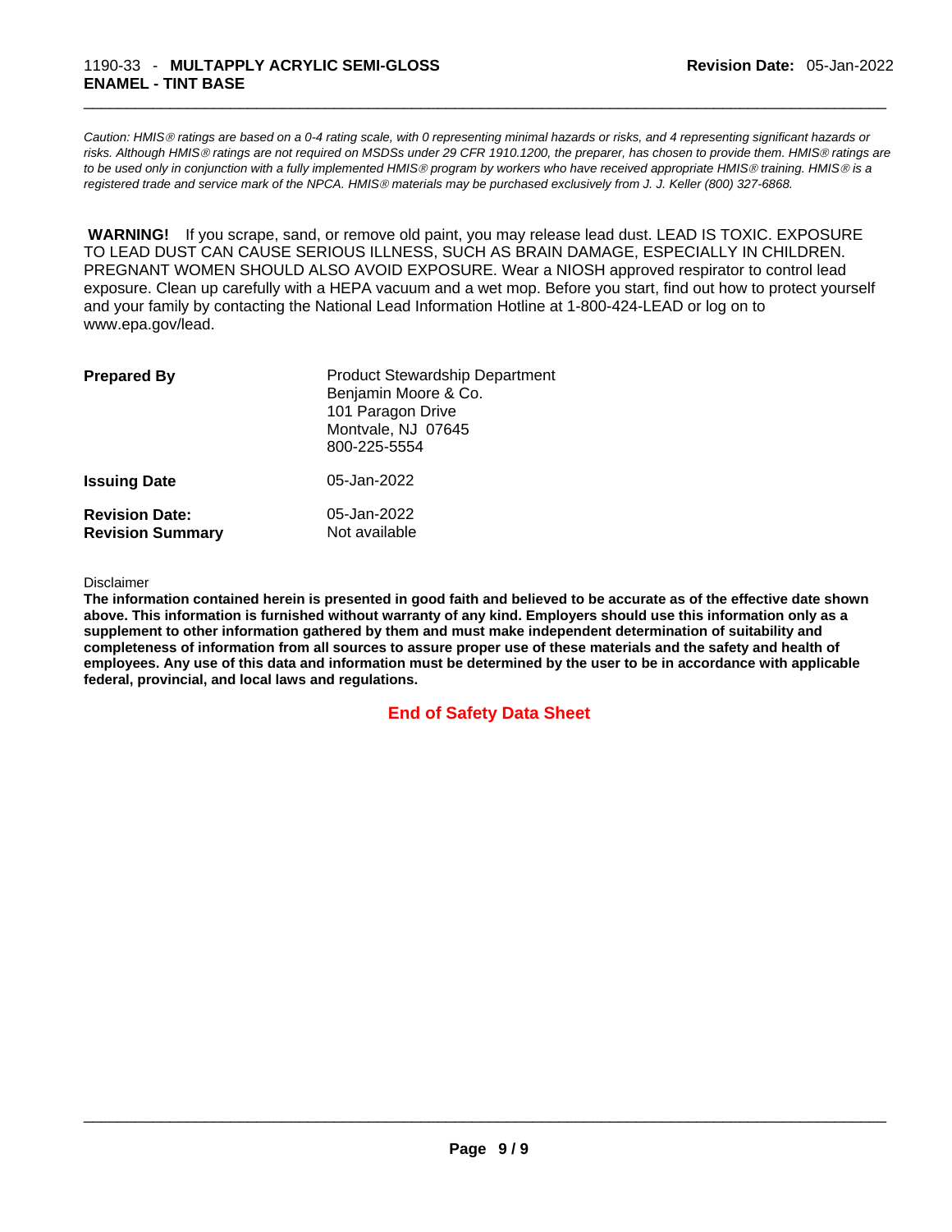*Caution: HMIS® ratings are based on a 0-4 rating scale, with 0 representing minimal hazards or risks, and 4 representing significant hazards or risks. Although HMIS® ratings are not required on MSDSs under 29 CFR 1910.1200, the preparer, has chosen to provide them. HMIS® ratings are to be used only in conjunction with a fully implemented HMIS® program by workers who have received appropriate HMIS® training. HMIS® is a registered trade and service mark of the NPCA. HMIS® materials may be purchased exclusively from J. J. Keller (800) 327-6868.*

**WARNING!** If you scrape, sand, or remove old paint, you may release lead dust. LEAD IS TOXIC. EXPOSURE TO LEAD DUST CAN CAUSE SERIOUS ILLNESS, SUCH AS BRAIN DAMAGE, ESPECIALLY IN CHILDREN. PREGNANT WOMEN SHOULD ALSO AVOID EXPOSURE. Wear a NIOSH approved respirator to control lead exposure. Clean up carefully with a HEPA vacuum and a wet mop. Before you start, find out how to protect yourself and your family by contacting the National Lead Information Hotline at 1-800-424-LEAD or log on to www.epa.gov/lead.

| | |
|---|---|
| **Prepared By** | Product Stewardship Department<br>Benjamin Moore & Co.<br>101 Paragon Drive<br>Montvale, NJ 07645<br>800-225-5554 |
| **Issuing Date** | 05-Jan-2022 |
| **Revision Date:** | 05-Jan-2022 |
| **Revision Summary** | Not available |

Disclaimer

**The information contained herein is presented in good faith and believed to be accurate as of the effective date shown above. This information is furnished without warranty of any kind. Employers should use this information only as a supplement to other information gathered by them and must make independent determination of suitability and completeness of information from all sources to assure proper use of these materials and the safety and health of employees. Any use of this data and information must be determined by the user to be in accordance with applicable federal, provincial, and local laws and regulations.**

**End of Safety Data Sheet**